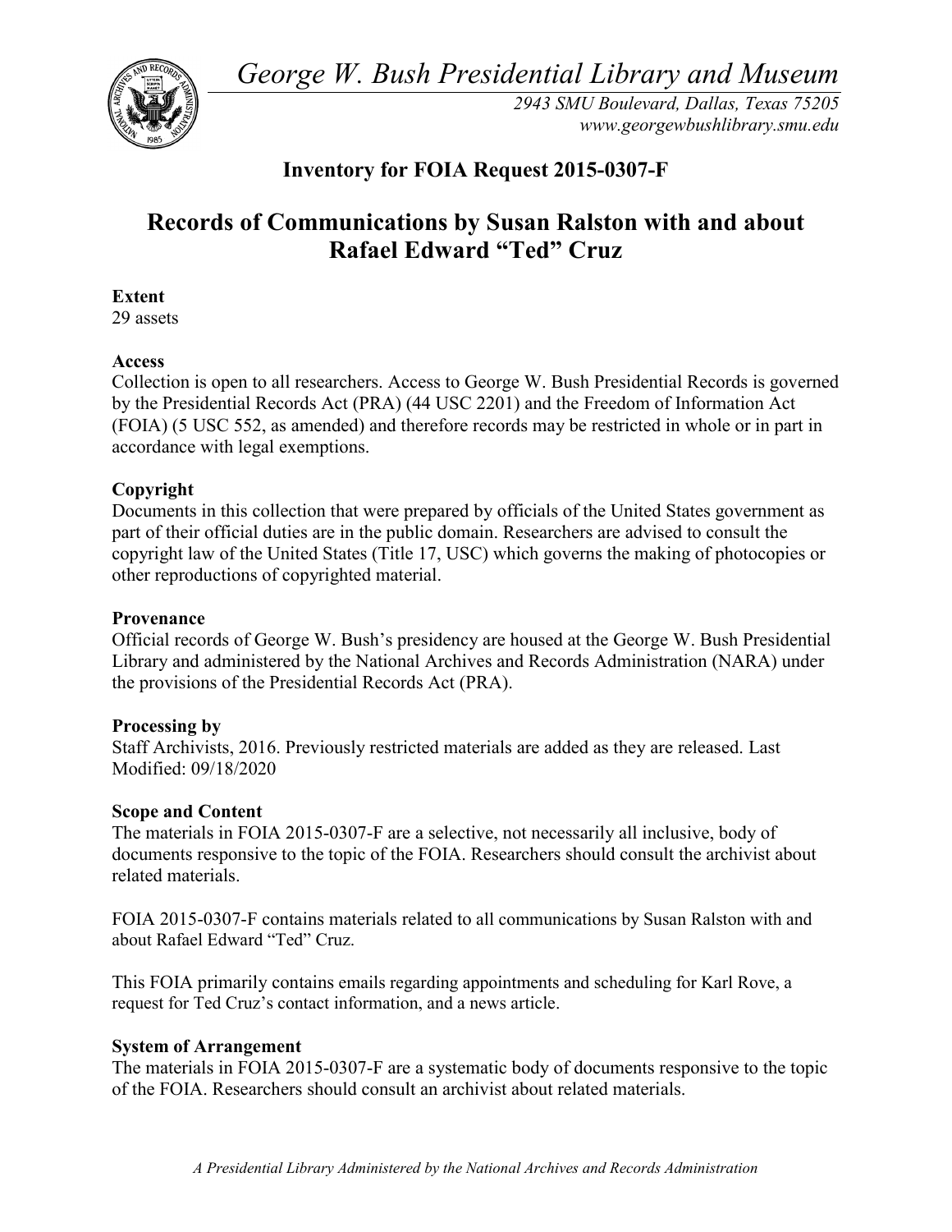*George W. Bush Presidential Library and Museum*

*2943 SMU Boulevard, Dallas, Texas 75205*
*www.georgewbushlibrary.smu.edu*

## Inventory for FOIA Request 2015-0307-F

# Records of Communications by Susan Ralston with and about Rafael Edward "Ted" Cruz

**Extent**
29 assets

**Access**
Collection is open to all researchers. Access to George W. Bush Presidential Records is governed by the Presidential Records Act (PRA) (44 USC 2201) and the Freedom of Information Act (FOIA) (5 USC 552, as amended) and therefore records may be restricted in whole or in part in accordance with legal exemptions.

**Copyright**
Documents in this collection that were prepared by officials of the United States government as part of their official duties are in the public domain. Researchers are advised to consult the copyright law of the United States (Title 17, USC) which governs the making of photocopies or other reproductions of copyrighted material.

**Provenance**
Official records of George W. Bush's presidency are housed at the George W. Bush Presidential Library and administered by the National Archives and Records Administration (NARA) under the provisions of the Presidential Records Act (PRA).

**Processing by**
Staff Archivists, 2016. Previously restricted materials are added as they are released. Last Modified: 09/18/2020

**Scope and Content**
The materials in FOIA 2015-0307-F are a selective, not necessarily all inclusive, body of documents responsive to the topic of the FOIA. Researchers should consult the archivist about related materials.

FOIA 2015-0307-F contains materials related to all communications by Susan Ralston with and about Rafael Edward "Ted" Cruz.

This FOIA primarily contains emails regarding appointments and scheduling for Karl Rove, a request for Ted Cruz's contact information, and a news article.

**System of Arrangement**
The materials in FOIA 2015-0307-F are a systematic body of documents responsive to the topic of the FOIA. Researchers should consult an archivist about related materials.

*A Presidential Library Administered by the National Archives and Records Administration*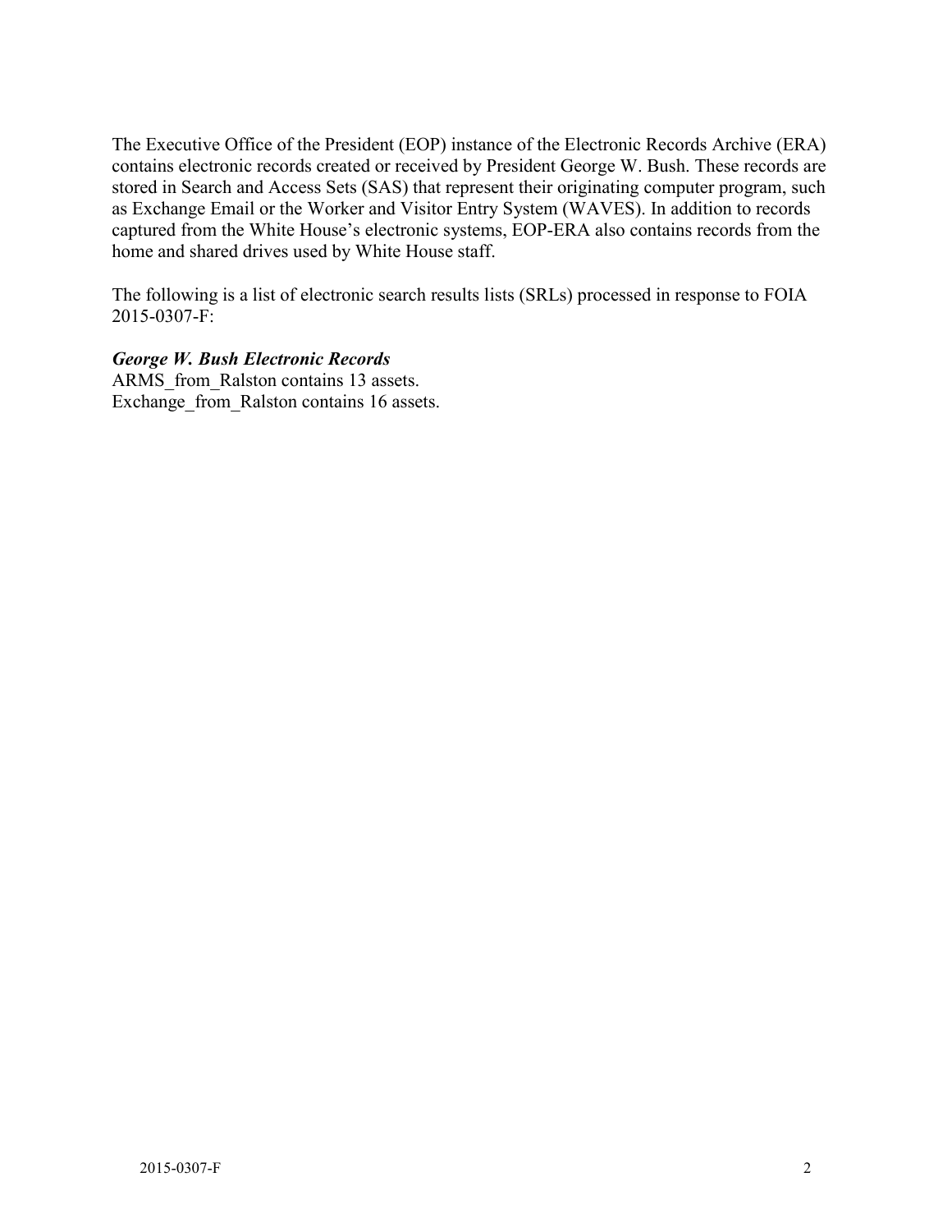The Executive Office of the President (EOP) instance of the Electronic Records Archive (ERA) contains electronic records created or received by President George W. Bush. These records are stored in Search and Access Sets (SAS) that represent their originating computer program, such as Exchange Email or the Worker and Visitor Entry System (WAVES). In addition to records captured from the White House's electronic systems, EOP-ERA also contains records from the home and shared drives used by White House staff.

The following is a list of electronic search results lists (SRLs) processed in response to FOIA 2015-0307-F:

***George W. Bush Electronic Records***
ARMS_from_Ralston contains 13 assets.
Exchange_from_Ralston contains 16 assets.